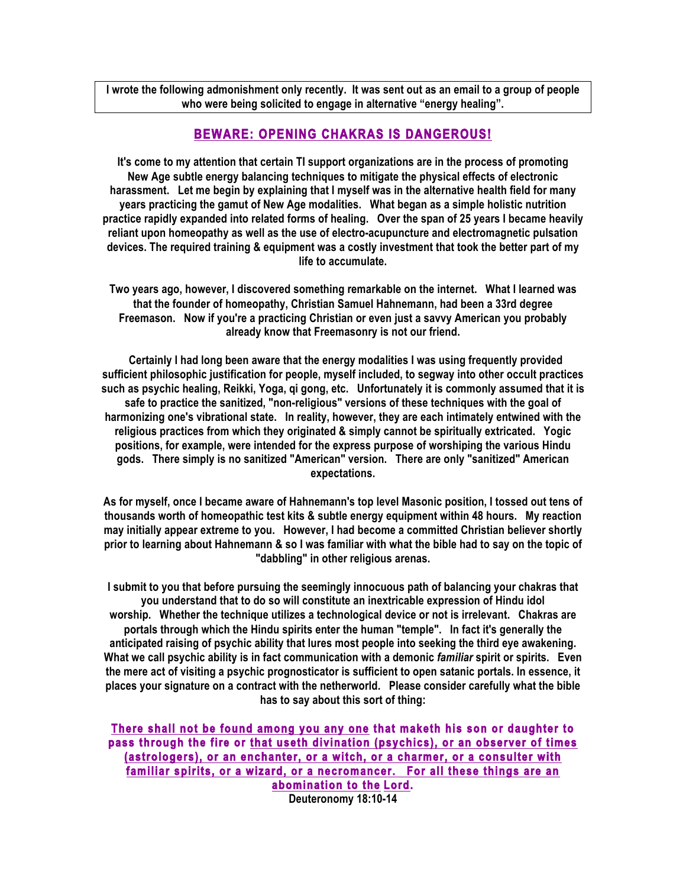**I wrote the following admonishment only recently. It was sent out as an email to a group of people who were being solicited to engage in alternative "energy healing".**

## BEWARE: OPENING CHAKRAS IS DANGEROUS!

**It's come to my attention that certain TI support organizations are in the process of promoting New Age subtle energy balancing techniques to mitigate the physical effects of electronic harassment. Let me begin by explaining that I myself was in the alternative health field for many years practicing the gamut of New Age modalities. What began as a simple holistic nutrition practice rapidly expanded into related forms of healing. Over the span of 25 years I became heavily reliant upon homeopathy as well as the use of electro-acupuncture and electromagnetic pulsation devices. The required training & equipment was a costly investment that took the better part of my life to accumulate.**

**Two years ago, however, I discovered something remarkable on the internet. What I learned was that the founder of homeopathy, Christian Samuel Hahnemann, had been a 33rd degree Freemason. Now if you're a practicing Christian or even just a savvy American you probably already know that Freemasonry is not our friend.**

**Certainly I had long been aware that the energy modalities I was using frequently provided sufficient philosophic justification for people, myself included, to segway into other occult practices such as psychic healing, Reikki, Yoga, qi gong, etc. Unfortunately it is commonly assumed that it is safe to practice the sanitized, "non-religious" versions of these techniques with the goal of harmonizing one's vibrational state. In reality, however, they are each intimately entwined with the religious practices from which they originated & simply cannot be spiritually extricated. Yogic positions, for example, were intended for the express purpose of worshiping the various Hindu gods. There simply is no sanitized "American" version. There are only "sanitized" American expectations.**

**As for myself, once I became aware of Hahnemann's top level Masonic position, I tossed out tens of thousands worth of homeopathic test kits & subtle energy equipment within 48 hours. My reaction may initially appear extreme to you. However, I had become a committed Christian believer shortly prior to learning about Hahnemann & so I was familiar with what the bible had to say on the topic of "dabbling" in other religious arenas.**

**I submit to you that before pursuing the seemingly innocuous path of balancing your chakras that you understand that to do so will constitute an inextricable expression of Hindu idol worship. Whether the technique utilizes a technological device or not is irrelevant. Chakras are portals through which the Hindu spirits enter the human "temple". In fact it's generally the anticipated raising of psychic ability that lures most people into seeking the third eye awakening. What we call psychic ability is in fact communication with a demonic *familiar* spirit or spirits. Even the mere act of visiting a psychic prognosticator is sufficient to open satanic portals. In essence, it places your signature on a contract with the netherworld. Please consider carefully what the bible has to say about this sort of thing:**

**There shall not be found among you any one that maketh his son or daughter to pass through the fire or that useth divination (psychics), or an observer of times (astrologers), or an enchanter, or a witch, or a charmer, or a consulter with familiar spirits, or a wizard, or a necromancer. For all these things are an abomination to the Lord.**

**Deuteronomy 18:10-14**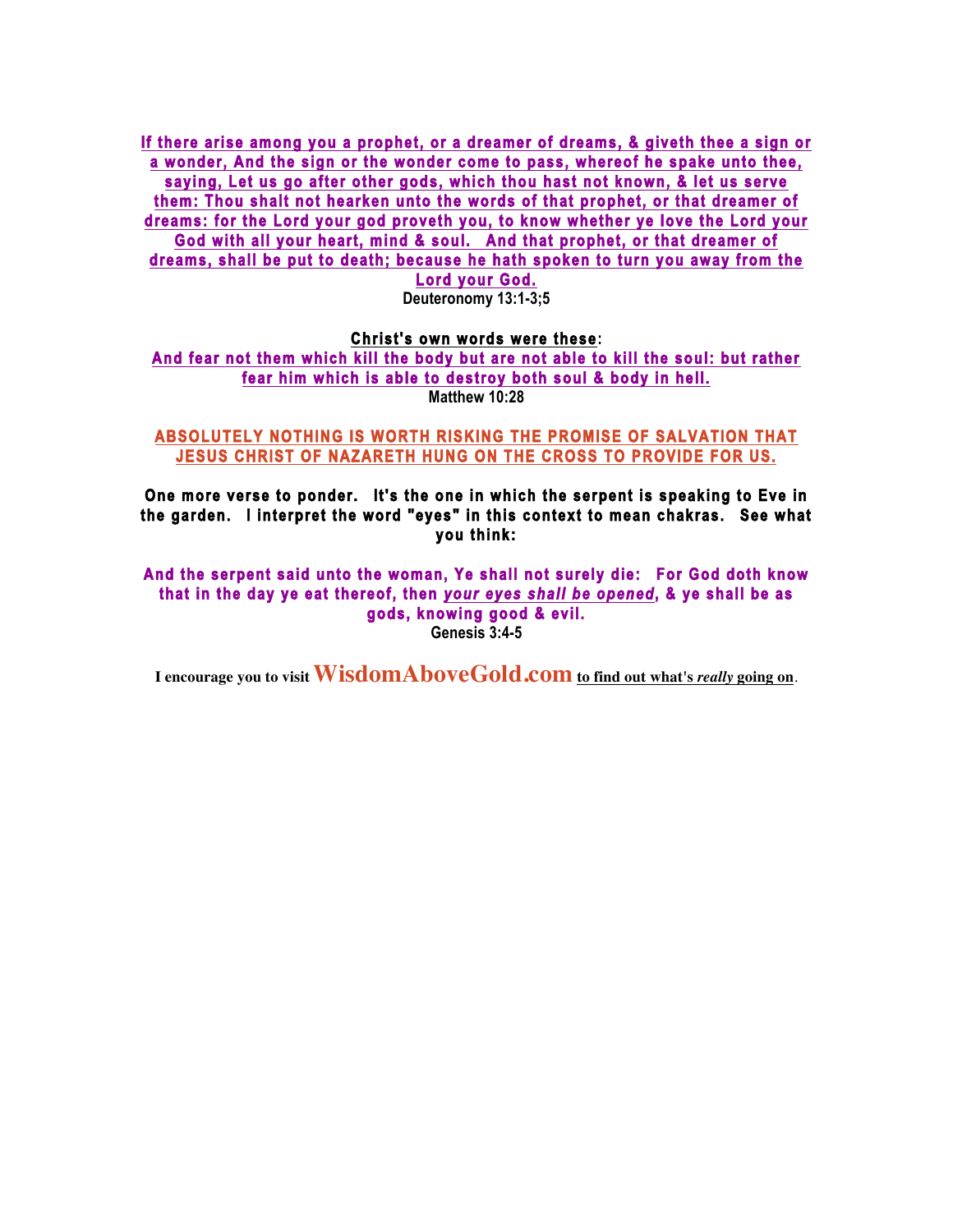**If there arise among you a prophet, or a dreamer of dreams, & giveth thee a sign or a wonder, And the sign or the wonder come to pass, whereof he spake unto thee, saying, Let us go after other gods, which thou hast not known, & let us serve them: Thou shalt not hearken unto the words of that prophet, or that dreamer of dreams: for the Lord your god proveth you, to know whether ye love the Lord your God with all your heart, mind & soul. And that prophet, or that dreamer of dreams, shall be put to death; because he hath spoken to turn you away from the Lord your God.**

**Deuteronomy 13:1-3;5**

**Christ's own words were these:**

**And fear not them which kill the body but are not able to kill the soul: but rather fear him which is able to destroy both soul & body in hell.**

**Matthew 10:28**

**ABSOLUTELY NOTHING IS WORTH RISKING THE PROMISE OF SALVATION THAT JESUS CHRIST OF NAZARETH HUNG ON THE CROSS TO PROVIDE FOR US.**

**One more verse to ponder. It's the one in which the serpent is speaking to Eve in the garden. I interpret the word "eyes" in this context to mean chakras. See what you think:**

**And the serpent said unto the woman, Ye shall not surely die: For God doth know that in the day ye eat thereof, then *your eyes shall be opened*, & ye shall be as gods, knowing good & evil.**

**Genesis 3:4-5**

**I encourage you to visit WisdomAboveGold.com to find out what's *really* going on.**